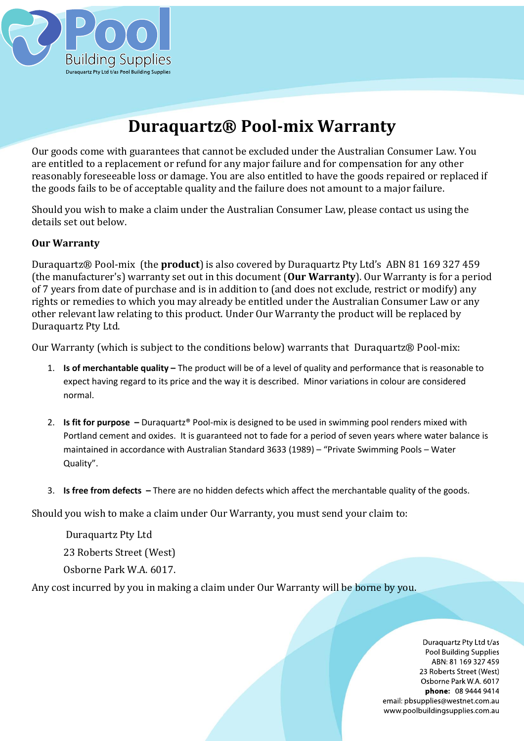Pool Building Supplies

Duraquartz Pty Ltd t/as Pool Building Supplies

# Duraquartz® Pool-mix Warranty

Our goods come with guarantees that cannot be excluded under the Australian Consumer Law. You are entitled to a replacement or refund for any major failure and for compensation for any other reasonably foreseeable loss or damage. You are also entitled to have the goods repaired or replaced if the goods fails to be of acceptable quality and the failure does not amount to a major failure.

Should you wish to make a claim under the Australian Consumer Law, please contact us using the details set out below.

**Our Warranty**

Duraquartz® Pool-mix (the **product**) is also covered by Duraquartz Pty Ltd's ABN 81 169 327 459 (the manufacturer's) warranty set out in this document (**Our Warranty**). Our Warranty is for a period of 7 years from date of purchase and is in addition to (and does not exclude, restrict or modify) any rights or remedies to which you may already be entitled under the Australian Consumer Law or any other relevant law relating to this product. Under Our Warranty the product will be replaced by Duraquartz Pty Ltd.

Our Warranty (which is subject to the conditions below) warrants that Duraquartz® Pool-mix:

1. **Is of merchantable quality –** The product will be of a level of quality and performance that is reasonable to expect having regard to its price and the way it is described. Minor variations in colour are considered normal.

2. **Is fit for purpose –** Duraquartz® Pool-mix is designed to be used in swimming pool renders mixed with Portland cement and oxides. It is guaranteed not to fade for a period of seven years where water balance is maintained in accordance with Australian Standard 3633 (1989) – "Private Swimming Pools – Water Quality".

3. **Is free from defects –** There are no hidden defects which affect the merchantable quality of the goods.

Should you wish to make a claim under Our Warranty, you must send your claim to:

Duraquartz Pty Ltd
23 Roberts Street (West)
Osborne Park W.A. 6017.

Any cost incurred by you in making a claim under Our Warranty will be borne by you.

Duraquartz Pty Ltd t/as
Pool Building Supplies
ABN: 81 169 327 459
23 Roberts Street (West)
Osborne Park W.A. 6017
**phone:** 08 9444 9414
email: pbsupplies@westnet.com.au
www.poolbuildingsupplies.com.au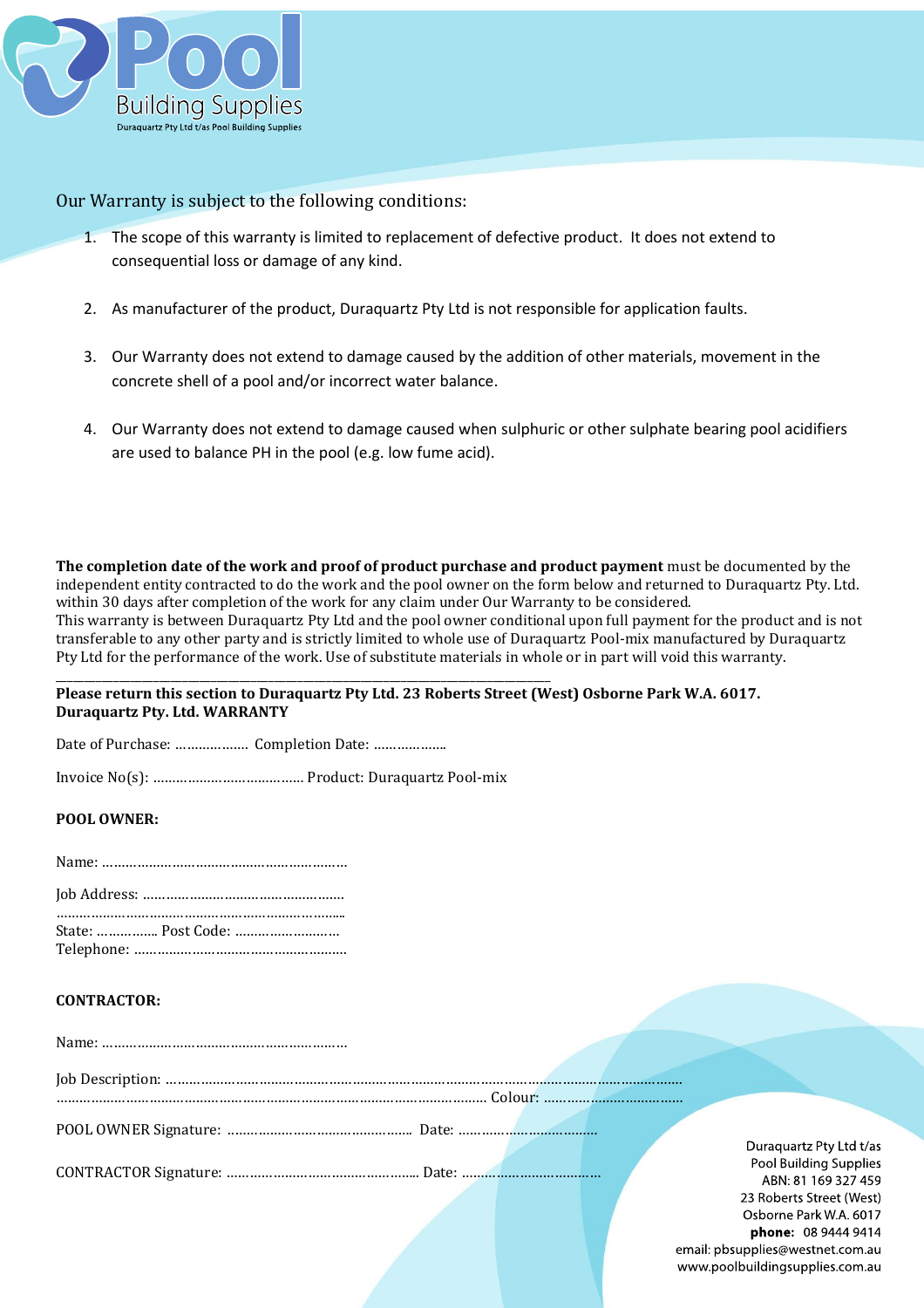Pool Building Supplies

Duraquartz Pty Ltd t/as Pool Building Supplies

Our Warranty is subject to the following conditions:

1. The scope of this warranty is limited to replacement of defective product. It does not extend to consequential loss or damage of any kind.
2. As manufacturer of the product, Duraquartz Pty Ltd is not responsible for application faults.
3. Our Warranty does not extend to damage caused by the addition of other materials, movement in the concrete shell of a pool and/or incorrect water balance.
4. Our Warranty does not extend to damage caused when sulphuric or other sulphate bearing pool acidifiers are used to balance PH in the pool (e.g. low fume acid).

**The completion date of the work and proof of product purchase and product payment** must be documented by the independent entity contracted to do the work and the pool owner on the form below and returned to Duraquartz Pty. Ltd. within 30 days after completion of the work for any claim under Our Warranty to be considered.
This warranty is between Duraquartz Pty Ltd and the pool owner conditional upon full payment for the product and is not transferable to any other party and is strictly limited to whole use of Duraquartz Pool-mix manufactured by Duraquartz Pty Ltd for the performance of the work. Use of substitute materials in whole or in part will void this warranty.

---

**Please return this section to Duraquartz Pty Ltd. 23 Roberts Street (West) Osborne Park W.A. 6017.**
**Duraquartz Pty. Ltd. WARRANTY**

Date of Purchase: ……………… Completion Date: ……………..

Invoice No(s): ………………………………… Product: Duraquartz Pool-mix

**POOL OWNER:**

Name: …………………………………………………………

Job Address: ……………………………………………

………………………………………………………………….
State: ……………. Post Code: ……………………
Telephone: ……………………………………………

**CONTRACTOR:**

Name: …………………………………………………………

Job Description: ……………………………………………………………………………………………………………………
………………………………………………………………………………………………… Colour: ………………………………

POOL OWNER Signature: ………………………………………… Date: ………………………………

CONTRACTOR Signature: ………………………………………… Date: ………………………………

Duraquartz Pty Ltd t/as
Pool Building Supplies
ABN: 81 169 327 459
23 Roberts Street (West)
Osborne Park W.A. 6017
**phone:** 08 9444 9414
email: pbsupplies@westnet.com.au
www.poolbuildingsupplies.com.au